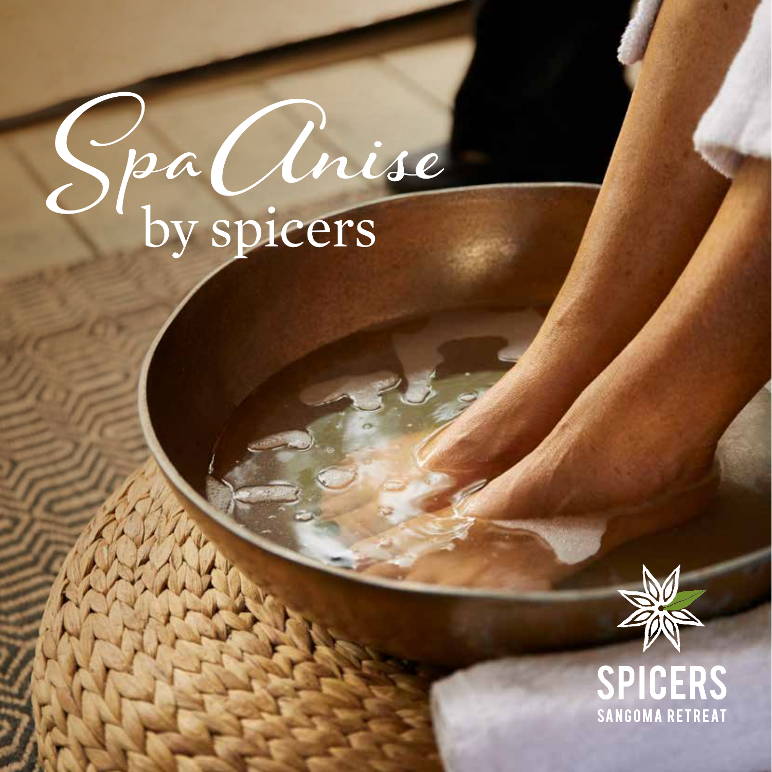# Spa Anise
## by spicers

SPICERS
SANGOMA RETREAT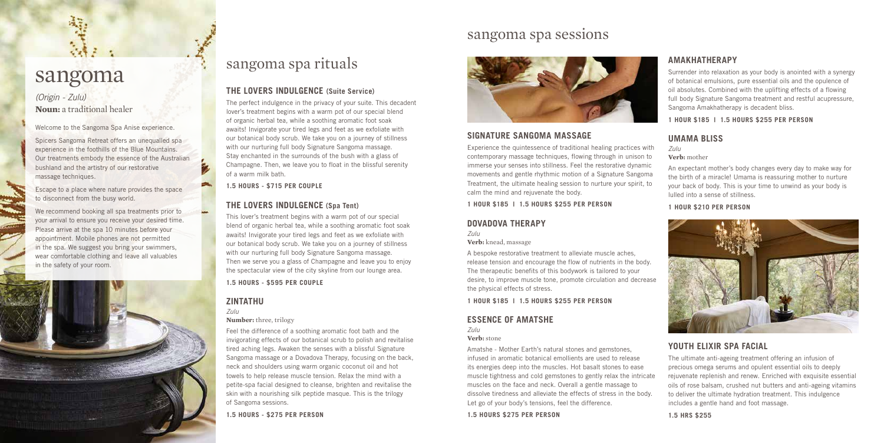# sangoma

*(Origin - Zulu)*
**Noun:** a traditional healer

Welcome to the Sangoma Spa Anise experience.

Spicers Sangoma Retreat offers an unequalled spa experience in the foothills of the Blue Mountains. Our treatments embody the essence of the Australian bushland and the artistry of our restorative massage techniques.

Escape to a place where nature provides the space to disconnect from the busy world.

We recommend booking all spa treatments prior to your arrival to ensure you receive your desired time. Please arrive at the spa 10 minutes before your appointment. Mobile phones are not permitted in the spa. We suggest you bring your swimmers, wear comfortable clothing and leave all valuables in the safety of your room.

# sangoma spa rituals

## THE LOVERS INDULGENCE (Suite Service)

The perfect indulgence in the privacy of your suite. This decadent lover's treatment begins with a warm pot of our special blend of organic herbal tea, while a soothing aromatic foot soak awaits! Invigorate your tired legs and feet as we exfoliate with our botanical body scrub. We take you on a journey of stillness with our nurturing full body Signature Sangoma massage. Stay enchanted in the surrounds of the bush with a glass of Champagne. Then, we leave you to float in the blissful serenity of a warm milk bath.

**1.5 HOURS - $715 PER COUPLE**

## THE LOVERS INDULGENCE (Spa Tent)

This lover's treatment begins with a warm pot of our special blend of organic herbal tea, while a soothing aromatic foot soak awaits! Invigorate your tired legs and feet as we exfoliate with our botanical body scrub. We take you on a journey of stillness with our nurturing full body Signature Sangoma massage. Then we serve you a glass of Champagne and leave you to enjoy the spectacular view of the city skyline from our lounge area.

**1.5 HOURS - $595 PER COUPLE**

## ZINTATHU

*Zulu*
**Number:** three, trilogy

Feel the difference of a soothing aromatic foot bath and the invigorating effects of our botanical scrub to polish and revitalise tired aching legs. Awaken the senses with a blissful Signature Sangoma massage or a Dovadova Therapy, focusing on the back, neck and shoulders using warm organic coconut oil and hot towels to help release muscle tension. Relax the mind with a petite-spa facial designed to cleanse, brighten and revitalise the skin with a nourishing silk peptide masque. This is the trilogy of Sangoma sessions.

**1.5 HOURS - $275 PER PERSON**

# sangoma spa sessions

## SIGNATURE SANGOMA MASSAGE

Experience the quintessence of traditional healing practices with contemporary massage techniques, flowing through in unison to immerse your senses into stillness. Feel the restorative dynamic movements and gentle rhythmic motion of a Signature Sangoma Treatment, the ultimate healing session to nurture your spirit, to calm the mind and rejuvenate the body.

**1 HOUR $185 I 1.5 HOURS $255 PER PERSON**

## DOVADOVA THERAPY

*Zulu*
**Verb:** knead, massage

A bespoke restorative treatment to alleviate muscle aches, release tension and encourage the flow of nutrients in the body. The therapeutic benefits of this bodywork is tailored to your desire, to improve muscle tone, promote circulation and decrease the physical effects of stress.

**1 HOUR $185 I 1.5 HOURS $255 PER PERSON**

## ESSENCE OF AMATSHE

*Zulu*
**Verb:** stone

Amatshe - Mother Earth's natural stones and gemstones, infused in aromatic botanical emollients are used to release its energies deep into the muscles. Hot basalt stones to ease muscle tightness and cold gemstones to gently relax the intricate muscles on the face and neck. Overall a gentle massage to dissolve tiredness and alleviate the effects of stress in the body. Let go of your body's tensions, feel the difference.

**1.5 HOURS $275 PER PERSON**

## AMAKHATHERAPY

Surrender into relaxation as your body is anointed with a synergy of botanical emulsions, pure essential oils and the opulence of oil absolutes. Combined with the uplifting effects of a flowing full body Signature Sangoma treatment and restful acupressure, Sangoma Amakhatherapy is decadent bliss.

**1 HOUR $185 I 1.5 HOURS $255 PER PERSON**

## UMAMA BLISS

*Zulu*
**Verb:** mother

An expectant mother's body changes every day to make way for the birth of a miracle! Umama is reassuring mother to nurture your back of body. This is your time to unwind as your body is lulled into a sense of stillness.

**1 HOUR $210 PER PERSON**

## YOUTH ELIXIR SPA FACIAL

The ultimate anti-ageing treatment offering an infusion of precious omega serums and opulent essential oils to deeply rejuvenate replenish and renew. Enriched with exquisite essential oils of rose balsam, crushed nut butters and anti-ageing vitamins to deliver the ultimate hydration treatment. This indulgence includes a gentle hand and foot massage.

**1.5 HRS $255**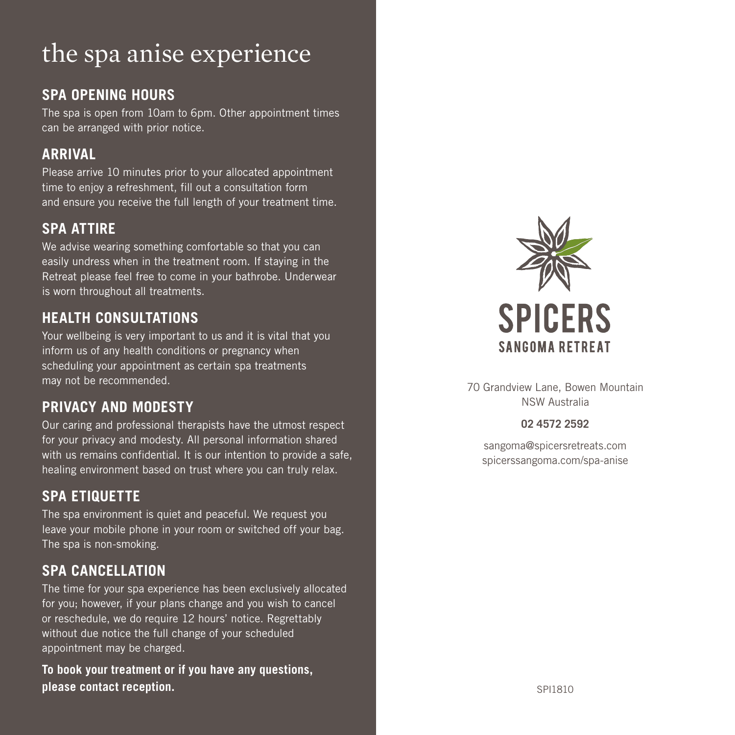# the spa anise experience

## SPA OPENING HOURS

The spa is open from 10am to 6pm. Other appointment times can be arranged with prior notice.

## ARRIVAL

Please arrive 10 minutes prior to your allocated appointment time to enjoy a refreshment, fill out a consultation form and ensure you receive the full length of your treatment time.

## SPA ATTIRE

We advise wearing something comfortable so that you can easily undress when in the treatment room. If staying in the Retreat please feel free to come in your bathrobe. Underwear is worn throughout all treatments.

## HEALTH CONSULTATIONS

Your wellbeing is very important to us and it is vital that you inform us of any health conditions or pregnancy when scheduling your appointment as certain spa treatments may not be recommended.

## PRIVACY AND MODESTY

Our caring and professional therapists have the utmost respect for your privacy and modesty. All personal information shared with us remains confidential. It is our intention to provide a safe, healing environment based on trust where you can truly relax.

## SPA ETIQUETTE

The spa environment is quiet and peaceful. We request you leave your mobile phone in your room or switched off your bag. The spa is non-smoking.

## SPA CANCELLATION

The time for your spa experience has been exclusively allocated for you; however, if your plans change and you wish to cancel or reschedule, we do require 12 hours' notice. Regrettably without due notice the full change of your scheduled appointment may be charged.

**To book your treatment or if you have any questions, please contact reception.**

SPICERS
SANGOMA RETREAT

70 Grandview Lane, Bowen Mountain
NSW Australia

**02 4572 2592**

sangoma@spicersretreats.com
spicerssangoma.com/spa-anise

SPI1810